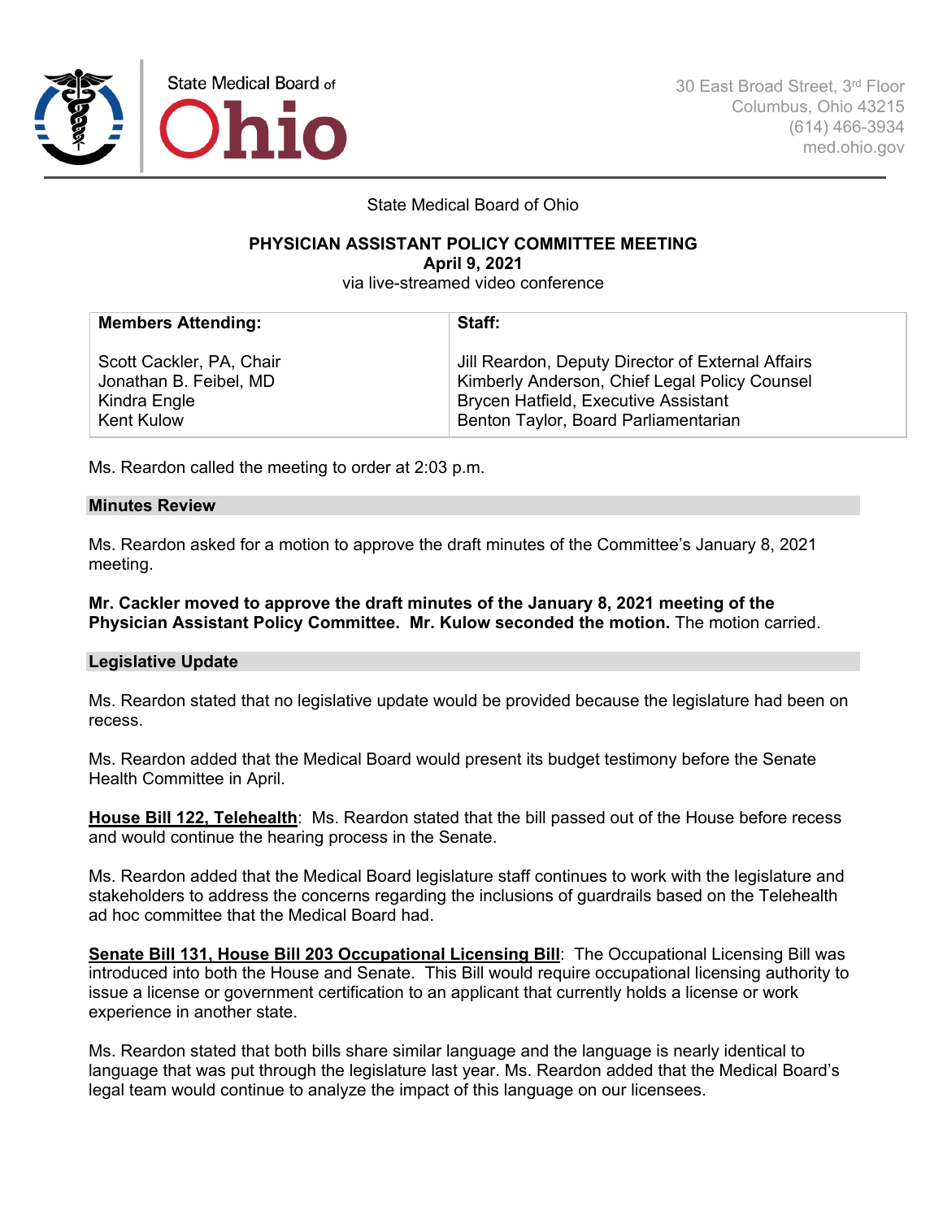State Medical Board of Ohio

30 East Broad Street, 3rd Floor
Columbus, Ohio 43215
(614) 466-3934
med.ohio.gov

State Medical Board of Ohio

**PHYSICIAN ASSISTANT POLICY COMMITTEE MEETING**
**April 9, 2021**
via live-streamed video conference

| **Members Attending:** | **Staff:** |
|---|---|
| Scott Cackler, PA, Chair<br>Jonathan B. Feibel, MD<br>Kindra Engle<br>Kent Kulow | Jill Reardon, Deputy Director of External Affairs<br>Kimberly Anderson, Chief Legal Policy Counsel<br>Brycen Hatfield, Executive Assistant<br>Benton Taylor, Board Parliamentarian |

Ms. Reardon called the meeting to order at 2:03 p.m.

## Minutes Review

Ms. Reardon asked for a motion to approve the draft minutes of the Committee's January 8, 2021 meeting.

**Mr. Cackler moved to approve the draft minutes of the January 8, 2021 meeting of the Physician Assistant Policy Committee. Mr. Kulow seconded the motion.** The motion carried.

## Legislative Update

Ms. Reardon stated that no legislative update would be provided because the legislature had been on recess.

Ms. Reardon added that the Medical Board would present its budget testimony before the Senate Health Committee in April.

**House Bill 122, Telehealth**: Ms. Reardon stated that the bill passed out of the House before recess and would continue the hearing process in the Senate.

Ms. Reardon added that the Medical Board legislature staff continues to work with the legislature and stakeholders to address the concerns regarding the inclusions of guardrails based on the Telehealth ad hoc committee that the Medical Board had.

**Senate Bill 131, House Bill 203 Occupational Licensing Bill**: The Occupational Licensing Bill was introduced into both the House and Senate. This Bill would require occupational licensing authority to issue a license or government certification to an applicant that currently holds a license or work experience in another state.

Ms. Reardon stated that both bills share similar language and the language is nearly identical to language that was put through the legislature last year. Ms. Reardon added that the Medical Board's legal team would continue to analyze the impact of this language on our licensees.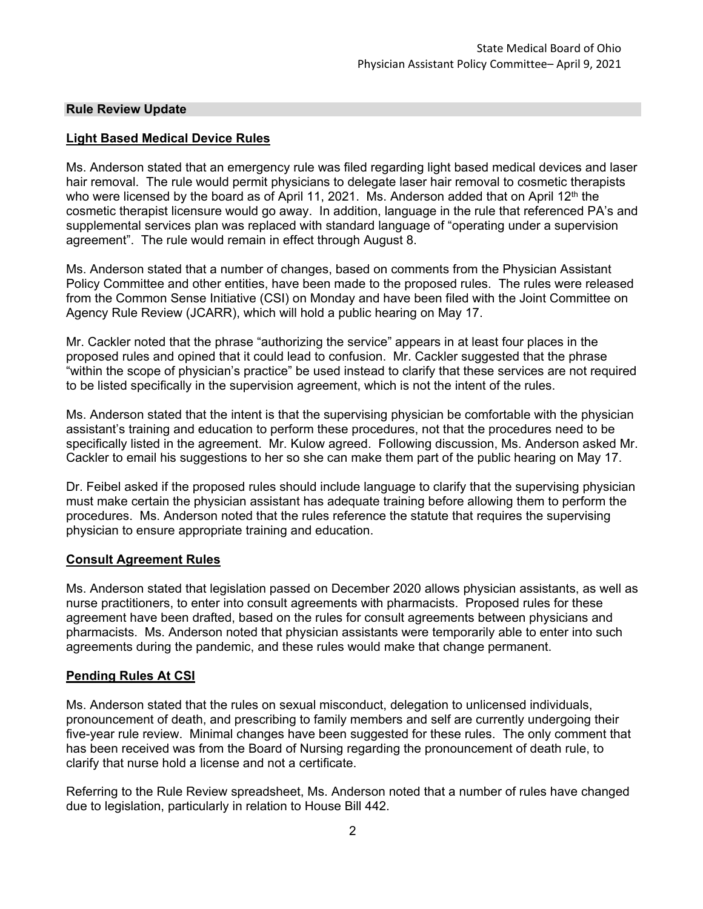## Rule Review Update

### Light Based Medical Device Rules

Ms. Anderson stated that an emergency rule was filed regarding light based medical devices and laser hair removal. The rule would permit physicians to delegate laser hair removal to cosmetic therapists who were licensed by the board as of April 11, 2021. Ms. Anderson added that on April 12th the cosmetic therapist licensure would go away. In addition, language in the rule that referenced PA's and supplemental services plan was replaced with standard language of "operating under a supervision agreement". The rule would remain in effect through August 8.

Ms. Anderson stated that a number of changes, based on comments from the Physician Assistant Policy Committee and other entities, have been made to the proposed rules. The rules were released from the Common Sense Initiative (CSI) on Monday and have been filed with the Joint Committee on Agency Rule Review (JCARR), which will hold a public hearing on May 17.

Mr. Cackler noted that the phrase "authorizing the service" appears in at least four places in the proposed rules and opined that it could lead to confusion. Mr. Cackler suggested that the phrase "within the scope of physician's practice" be used instead to clarify that these services are not required to be listed specifically in the supervision agreement, which is not the intent of the rules.

Ms. Anderson stated that the intent is that the supervising physician be comfortable with the physician assistant's training and education to perform these procedures, not that the procedures need to be specifically listed in the agreement. Mr. Kulow agreed. Following discussion, Ms. Anderson asked Mr. Cackler to email his suggestions to her so she can make them part of the public hearing on May 17.

Dr. Feibel asked if the proposed rules should include language to clarify that the supervising physician must make certain the physician assistant has adequate training before allowing them to perform the procedures. Ms. Anderson noted that the rules reference the statute that requires the supervising physician to ensure appropriate training and education.

### Consult Agreement Rules

Ms. Anderson stated that legislation passed on December 2020 allows physician assistants, as well as nurse practitioners, to enter into consult agreements with pharmacists. Proposed rules for these agreement have been drafted, based on the rules for consult agreements between physicians and pharmacists. Ms. Anderson noted that physician assistants were temporarily able to enter into such agreements during the pandemic, and these rules would make that change permanent.

### Pending Rules At CSI

Ms. Anderson stated that the rules on sexual misconduct, delegation to unlicensed individuals, pronouncement of death, and prescribing to family members and self are currently undergoing their five-year rule review. Minimal changes have been suggested for these rules. The only comment that has been received was from the Board of Nursing regarding the pronouncement of death rule, to clarify that nurse hold a license and not a certificate.

Referring to the Rule Review spreadsheet, Ms. Anderson noted that a number of rules have changed due to legislation, particularly in relation to House Bill 442.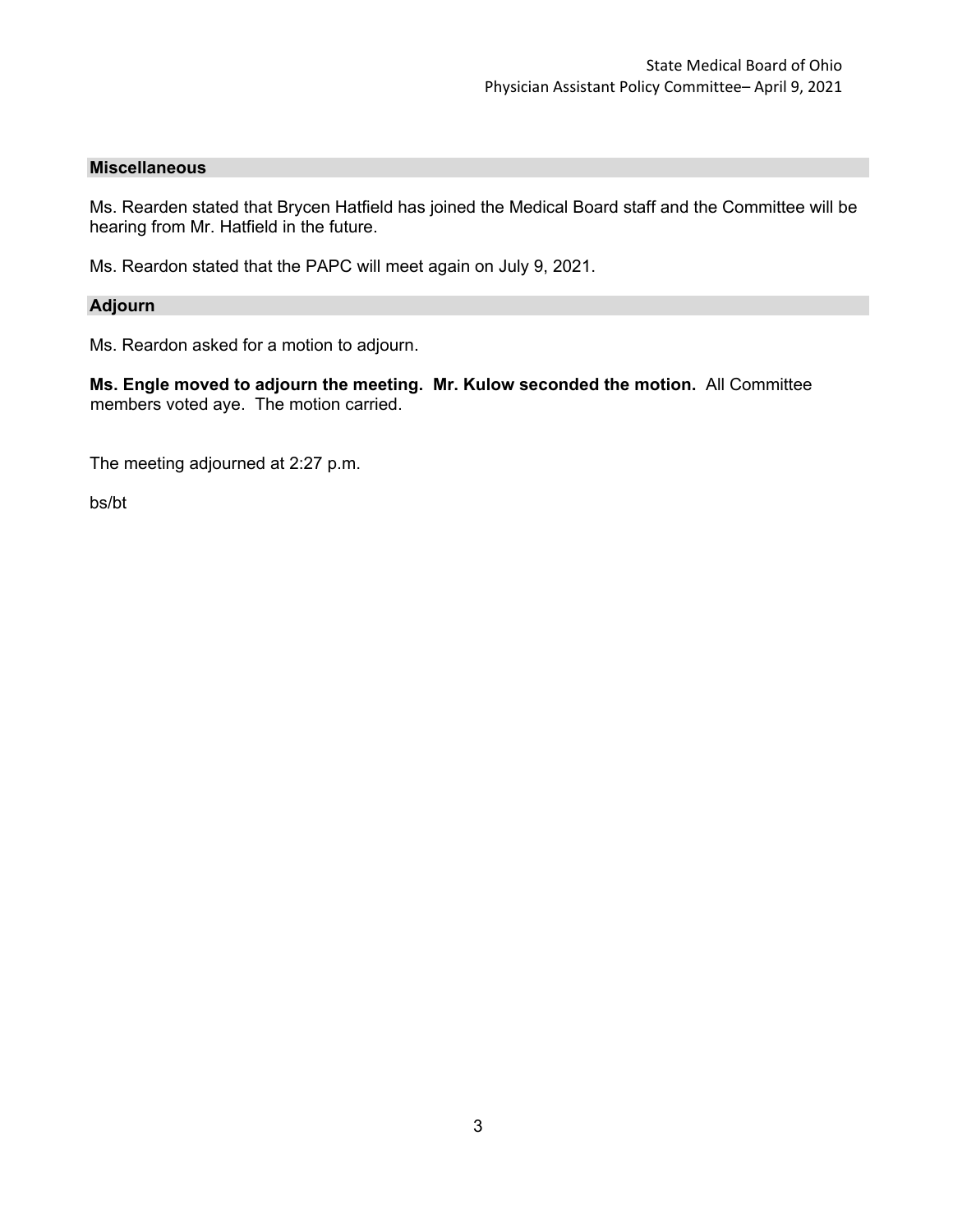## Miscellaneous

Ms. Rearden stated that Brycen Hatfield has joined the Medical Board staff and the Committee will be hearing from Mr. Hatfield in the future.

Ms. Reardon stated that the PAPC will meet again on July 9, 2021.

## Adjourn

Ms. Reardon asked for a motion to adjourn.

**Ms. Engle moved to adjourn the meeting. Mr. Kulow seconded the motion.** All Committee members voted aye. The motion carried.

The meeting adjourned at 2:27 p.m.

bs/bt